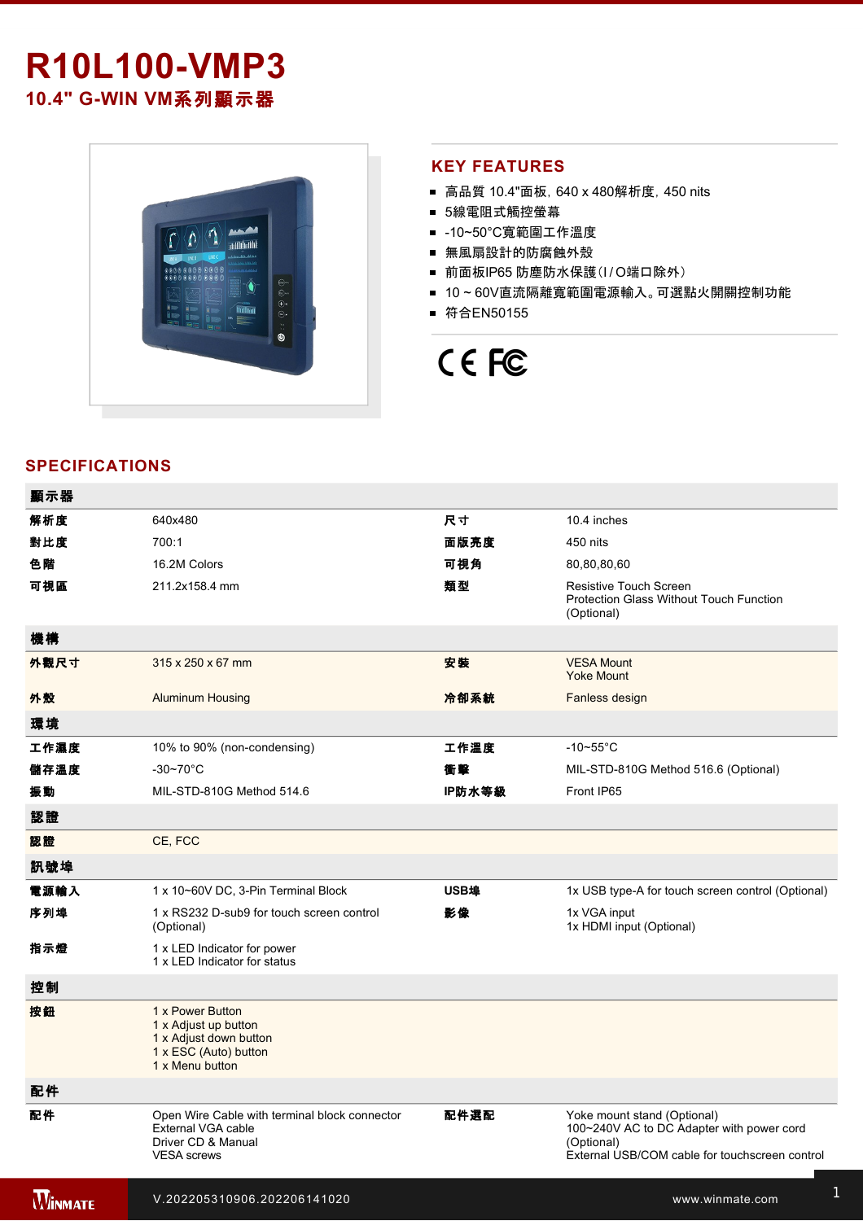# R10L100-VMP3

## 10.4" G-WIN VM系列顯示器

## KEY FEATURES

- 高品質 10.4"面板, 640 x 480解析度, 450 nits
- 5線電阻式觸控螢幕
- -10~50°C寬範圍工作溫度
- 無風扇設計的防腐蝕外殼
- 前面板IP65 防塵防水保護(I / O端口除外)
- 10 ~ 60V直流隔離寬範圍電源輸入。可選點火開關控制功能
- 符合EN50155

## SPECIFICATIONS

| 顯示器 | | | |
|---|---|---|---|
| 解析度 | 640x480 | 尺寸 | 10.4 inches |
| 對比度 | 700:1 | 面版亮度 | 450 nits |
| 色階 | 16.2M Colors | 可視角 | 80,80,80,60 |
| 可視區 | 211.2x158.4 mm | 類型 | Resistive Touch Screen<br>Protection Glass Without Touch Function (Optional) |
| **機構** | | | |
| 外觀尺寸 | 315 x 250 x 67 mm | 安裝 | VESA Mount<br>Yoke Mount |
| 外殼 | Aluminum Housing | 冷卻系統 | Fanless design |
| **環境** | | | |
| 工作濕度 | 10% to 90% (non-condensing) | 工作溫度 | -10~55°C |
| 儲存溫度 | -30~70°C | 衝擊 | MIL-STD-810G Method 516.6 (Optional) |
| 振動 | MIL-STD-810G Method 514.6 | IP防水等級 | Front IP65 |
| **認證** | | | |
| 認證 | CE, FCC | | |
| **訊號埠** | | | |
| 電源輸入 | 1 x 10~60V DC, 3-Pin Terminal Block | USB埠 | 1x USB type-A for touch screen control (Optional) |
| 序列埠 | 1 x RS232 D-sub9 for touch screen control (Optional) | 影像 | 1x VGA input<br>1x HDMI input (Optional) |
| 指示燈 | 1 x LED Indicator for power<br>1 x LED Indicator for status | | |
| **控制** | | | |
| 按鈕 | 1 x Power Button<br>1 x Adjust up button<br>1 x Adjust down button<br>1 x ESC (Auto) button<br>1 x Menu button | | |
| **配件** | | | |
| 配件 | Open Wire Cable with terminal block connector<br>External VGA cable<br>Driver CD & Manual<br>VESA screws | 配件選配 | Yoke mount stand (Optional)<br>100~240V AC to DC Adapter with power cord (Optional)<br>External USB/COM cable for touchscreen control |

V.202205310906.202206141020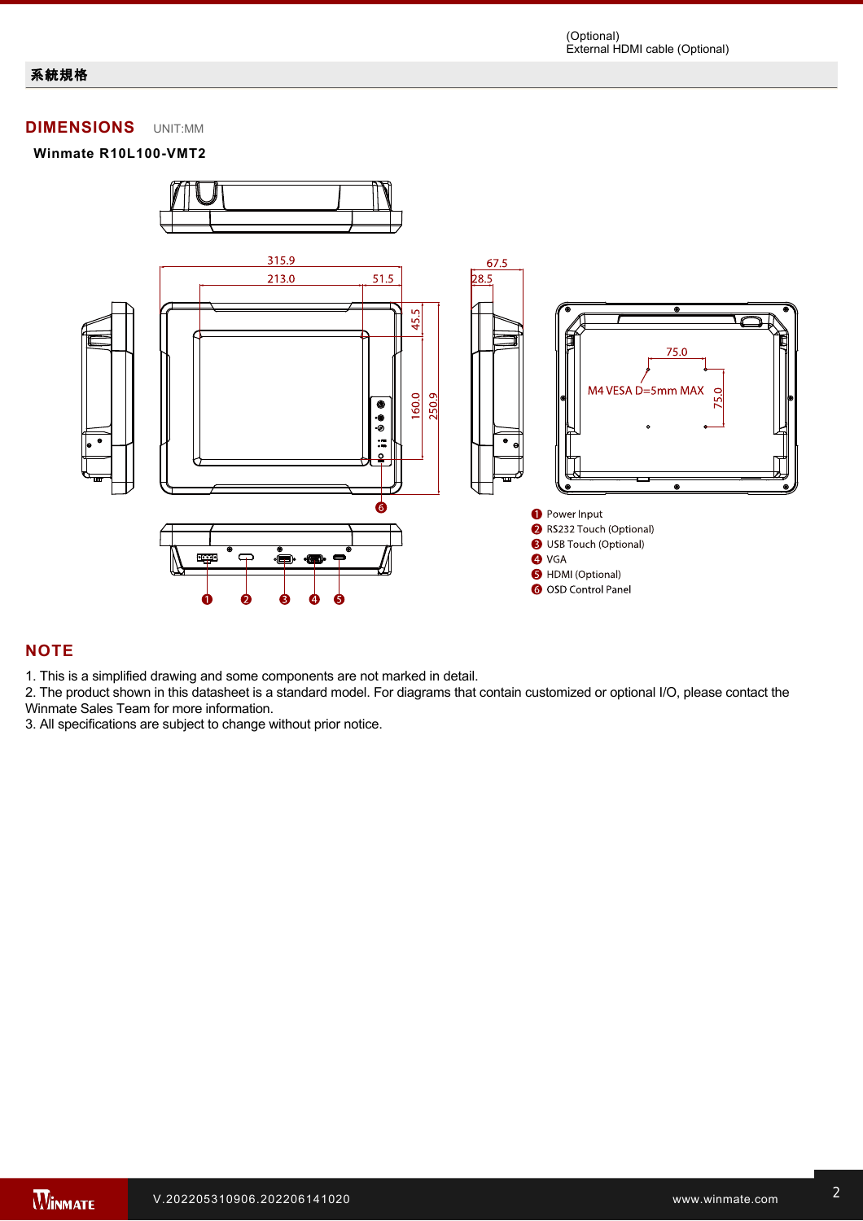(Optional)
External HDMI cable (Optional)

## 系統規格

## DIMENSIONS UNIT:MM

**Winmate R10L100-VMT2**

315.9
213.0
51.5
45.5
160.0
250.9
67.5
28.5
75.0
75.0
M4 VESA D=5mm MAX

1. Power Input
2. RS232 Touch (Optional)
3. USB Touch (Optional)
4. VGA
5. HDMI (Optional)
6. OSD Control Panel

## NOTE

1. This is a simplified drawing and some components are not marked in detail.
2. The product shown in this datasheet is a standard model. For diagrams that contain customized or optional I/O, please contact the Winmate Sales Team for more information.
3. All specifications are subject to change without prior notice.